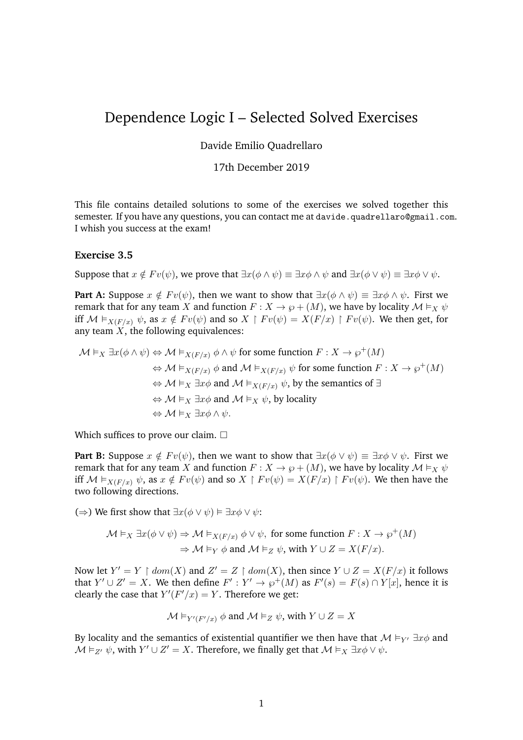# Dependence Logic I – Selected Solved Exercises

Davide Emilio Quadrellaro

17th December 2019

This file contains detailed solutions to some of the exercises we solved together this semester. If you have any questions, you can contact me at davide.quadrellaro@gmail.com. I whish you success at the exam!

### Exercise 3.5

Suppose that $x \notin Fv(\psi)$, we prove that $\exists x(\phi \wedge \psi) \equiv \exists x\phi \wedge \psi$ and $\exists x(\phi \vee \psi) \equiv \exists x\phi \vee \psi$.

**Part A:** Suppose $x \notin Fv(\psi)$, then we want to show that $\exists x(\phi \wedge \psi) \equiv \exists x\phi \wedge \psi$. First we remark that for any team $X$ and function $F : X \to \wp + (M)$, we have by locality $\mathcal{M} \vDash_X \psi$ iff $\mathcal{M} \vDash_{X(F/x)} \psi$, as $x \notin Fv(\psi)$ and so $X \upharpoonright Fv(\psi) = X(F/x) \upharpoonright Fv(\psi)$. We then get, for any team $X$, the following equivalences:

$$
\begin{aligned}
\mathcal{M} \vDash_X \exists x(\phi \wedge \psi) &\Leftrightarrow \mathcal{M} \vDash_{X(F/x)} \phi \wedge \psi \text{ for some function } F : X \to \wp^+(M) \\
&\Leftrightarrow \mathcal{M} \vDash_{X(F/x)} \phi \text{ and } \mathcal{M} \vDash_{X(F/x)} \psi \text{ for some function } F : X \to \wp^+(M) \\
&\Leftrightarrow \mathcal{M} \vDash_X \exists x\phi \text{ and } \mathcal{M} \vDash_{X(F/x)} \psi, \text{ by the semantics of } \exists \\
&\Leftrightarrow \mathcal{M} \vDash_X \exists x\phi \text{ and } \mathcal{M} \vDash_X \psi, \text{ by locality} \\
&\Leftrightarrow \mathcal{M} \vDash_X \exists x\phi \wedge \psi.
\end{aligned}
$$

Which suffices to prove our claim. □

**Part B:** Suppose $x \notin Fv(\psi)$, then we want to show that $\exists x(\phi \vee \psi) \equiv \exists x\phi \vee \psi$. First we remark that for any team $X$ and function $F : X \to \wp + (M)$, we have by locality $\mathcal{M} \vDash_X \psi$ iff $\mathcal{M} \vDash_{X(F/x)} \psi$, as $x \notin Fv(\psi)$ and so $X \upharpoonright Fv(\psi) = X(F/x) \upharpoonright Fv(\psi)$. We then have the two following directions.

($\Rightarrow$) We first show that $\exists x(\phi \vee \psi) \vDash \exists x\phi \vee \psi$:

$$
\begin{aligned}
\mathcal{M} \vDash_X \exists x(\phi \vee \psi) &\Rightarrow \mathcal{M} \vDash_{X(F/x)} \phi \vee \psi, \text{ for some function } F : X \to \wp^+(M) \\
&\Rightarrow \mathcal{M} \vDash_Y \phi \text{ and } \mathcal{M} \vDash_Z \psi, \text{ with } Y \cup Z = X(F/x).
\end{aligned}
$$

Now let $Y' = Y \upharpoonright dom(X)$ and $Z' = Z \upharpoonright dom(X)$, then since $Y \cup Z = X(F/x)$ it follows that $Y' \cup Z' = X$. We then define $F' : Y' \to \wp^+(M)$ as $F'(s) = F(s) \cap Y[x]$, hence it is clearly the case that $Y'(F'/x) = Y$. Therefore we get:

$$
\mathcal{M} \vDash_{Y'(F'/x)} \phi \text{ and } \mathcal{M} \vDash_Z \psi, \text{ with } Y \cup Z = X
$$

By locality and the semantics of existential quantifier we then have that $\mathcal{M} \vDash_{Y'} \exists x\phi$ and $\mathcal{M} \vDash_{Z'} \psi$, with $Y' \cup Z' = X$. Therefore, we finally get that $\mathcal{M} \vDash_X \exists x\phi \vee \psi$.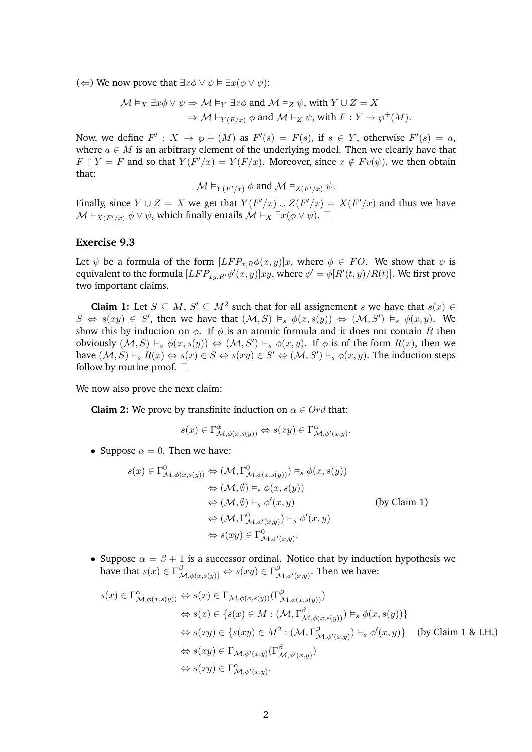(⇐) We now prove that $\exists x\phi \vee \psi \vDash \exists x(\phi \vee \psi)$:

$$\begin{aligned}
\mathcal{M} \vDash_X \exists x\phi \vee \psi &\Rightarrow \mathcal{M} \vDash_Y \exists x\phi \text{ and } \mathcal{M} \vDash_Z \psi, \text{ with } Y \cup Z = X \\
&\Rightarrow \mathcal{M} \vDash_{Y(F/x)} \phi \text{ and } \mathcal{M} \vDash_Z \psi, \text{ with } F : Y \to \wp^+(M).
\end{aligned}$$

Now, we define $F' : X \to \wp + (M)$ as $F'(s) = F(s)$, if $s \in Y$, otherwise $F'(s) = a$, where $a \in M$ is an arbitrary element of the underlying model. Then we clearly have that $F \upharpoonright Y = F$ and so that $Y(F'/x) = Y(F/x)$. Moreover, since $x \notin Fv(\psi)$, we then obtain that:

$$\mathcal{M} \vDash_{Y(F'/x)} \phi \text{ and } \mathcal{M} \vDash_{Z(F'/x)} \psi.$$

Finally, since $Y \cup Z = X$ we get that $Y(F'/x) \cup Z(F'/x) = X(F'/x)$ and thus we have $\mathcal{M} \vDash_{X(F'/x)} \phi \vee \psi$, which finally entails $\mathcal{M} \vDash_X \exists x(\phi \vee \psi)$. □

### Exercise 9.3

Let $\psi$ be a formula of the form $[LFP_{x,R}\phi(x,y)]x$, where $\phi \in FO$. We show that $\psi$ is equivalent to the formula $[LFP_{xy,R'}\phi'(x,y)]xy$, where $\phi' = \phi[R'(t,y)/R(t)]$. We first prove two important claims.

**Claim 1:** Let $S \subseteq M$, $S' \subseteq M^2$ such that for all assignement $s$ we have that $s(x) \in S \Leftrightarrow s(xy) \in S'$, then we have that $(\mathcal{M}, S) \vDash_s \phi(x, s(y)) \Leftrightarrow (\mathcal{M}, S') \vDash_s \phi(x, y)$. We show this by induction on $\phi$. If $\phi$ is an atomic formula and it does not contain $R$ then obviously $(\mathcal{M}, S) \vDash_s \phi(x, s(y)) \Leftrightarrow (\mathcal{M}, S') \vDash_s \phi(x, y)$. If $\phi$ is of the form $R(x)$, then we have $(\mathcal{M}, S) \vDash_s R(x) \Leftrightarrow s(x) \in S \Leftrightarrow s(xy) \in S' \Leftrightarrow (\mathcal{M}, S') \vDash_s \phi(x, y)$. The induction steps follow by routine proof. □

We now also prove the next claim:

**Claim 2:** We prove by transfinite induction on $\alpha \in Ord$ that:

$$s(x) \in \Gamma^{\alpha}_{\mathcal{M},\phi(x,s(y))} \Leftrightarrow s(xy) \in \Gamma^{\alpha}_{\mathcal{M},\phi'(x,y)}.$$

- Suppose $\alpha = 0$. Then we have:

$$\begin{aligned}
s(x) \in \Gamma^0_{\mathcal{M},\phi(x,s(y))} &\Leftrightarrow (\mathcal{M}, \Gamma^0_{\mathcal{M},\phi(x,s(y))}) \vDash_s \phi(x, s(y)) \\
&\Leftrightarrow (\mathcal{M}, \emptyset) \vDash_s \phi(x, s(y)) \\
&\Leftrightarrow (\mathcal{M}, \emptyset) \vDash_s \phi'(x, y) && \text{(by Claim 1)} \\
&\Leftrightarrow (\mathcal{M}, \Gamma^0_{\mathcal{M},\phi'(x,y)}) \vDash_s \phi'(x, y) \\
&\Leftrightarrow s(xy) \in \Gamma^0_{\mathcal{M},\phi'(x,y)}.
\end{aligned}$$

- Suppose $\alpha = \beta + 1$ is a successor ordinal. Notice that by induction hypothesis we have that $s(x) \in \Gamma^{\beta}_{\mathcal{M},\phi(x,s(y))} \Leftrightarrow s(xy) \in \Gamma^{\beta}_{\mathcal{M},\phi'(x,y)}$. Then we have:

$$\begin{aligned}
s(x) \in \Gamma^{\alpha}_{\mathcal{M},\phi(x,s(y))} &\Leftrightarrow s(x) \in \Gamma_{\mathcal{M},\phi(x,s(y))}(\Gamma^{\beta}_{\mathcal{M},\phi(x,s(y))}) \\
&\Leftrightarrow s(x) \in \{s(x) \in M : (\mathcal{M}, \Gamma^{\beta}_{\mathcal{M},\phi(x,s(y))}) \vDash_s \phi(x, s(y))\} \\
&\Leftrightarrow s(xy) \in \{s(xy) \in M^2 : (\mathcal{M}, \Gamma^{\beta}_{\mathcal{M},\phi'(x,y)}) \vDash_s \phi'(x, y)\} && \text{(by Claim 1 \& I.H.)} \\
&\Leftrightarrow s(xy) \in \Gamma_{\mathcal{M},\phi'(x,y)}(\Gamma^{\beta}_{\mathcal{M},\phi'(x,y)}) \\
&\Leftrightarrow s(xy) \in \Gamma^{\alpha}_{\mathcal{M},\phi'(x,y)}.
\end{aligned}$$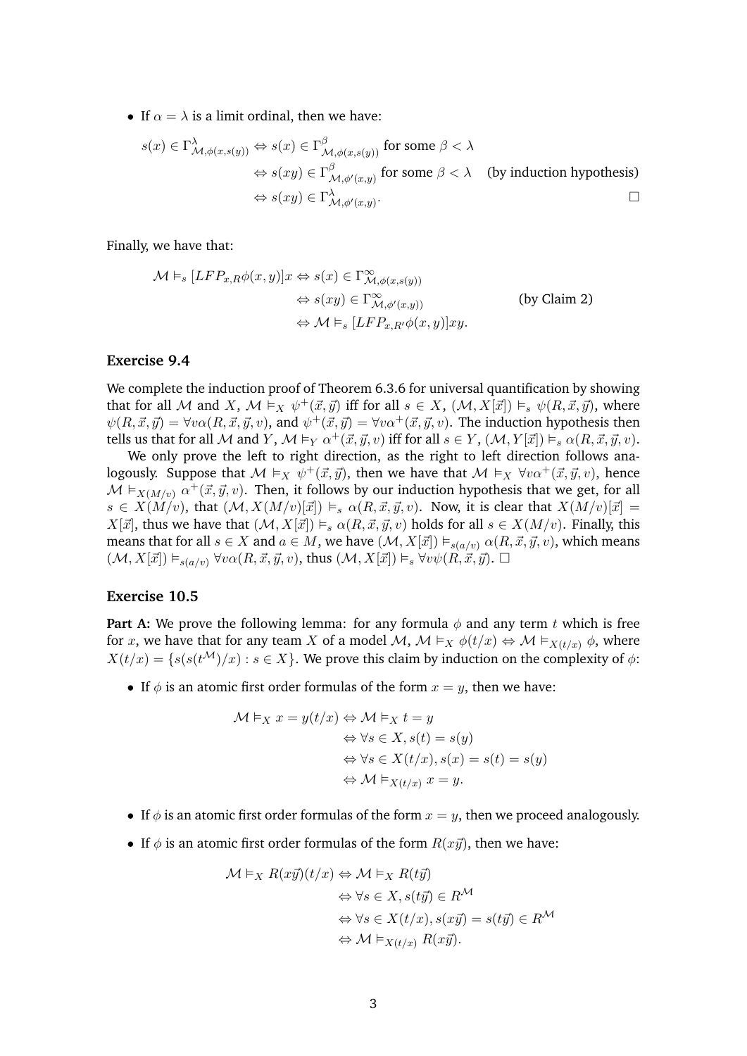- If $\alpha = \lambda$ is a limit ordinal, then we have:

$$
\begin{aligned}
s(x) \in \Gamma^{\lambda}_{\mathcal{M},\phi(x,s(y))} &\Leftrightarrow s(x) \in \Gamma^{\beta}_{\mathcal{M},\phi(x,s(y))} \text{ for some } \beta < \lambda \\
&\Leftrightarrow s(xy) \in \Gamma^{\beta}_{\mathcal{M},\phi'(x,y)} \text{ for some } \beta < \lambda \quad \text{(by induction hypothesis)} \\
&\Leftrightarrow s(xy) \in \Gamma^{\lambda}_{\mathcal{M},\phi'(x,y)}. \qquad \square
\end{aligned}
$$

Finally, we have that:

$$
\begin{aligned}
\mathcal{M} \vDash_s [LFP_{x,R}\phi(x,y)]x &\Leftrightarrow s(x) \in \Gamma^{\infty}_{\mathcal{M},\phi(x,s(y))} \\
&\Leftrightarrow s(xy) \in \Gamma^{\infty}_{\mathcal{M},\phi'(x,y))} \qquad \text{(by Claim 2)} \\
&\Leftrightarrow \mathcal{M} \vDash_s [LFP_{x,R'}\phi(x,y)]xy.
\end{aligned}
$$

### Exercise 9.4

We complete the induction proof of Theorem 6.3.6 for universal quantification by showing that for all $\mathcal{M}$ and $X$, $\mathcal{M} \vDash_X \psi^+(\vec{x},\vec{y})$ iff for all $s \in X$, $(\mathcal{M}, X[\vec{x}]) \vDash_s \psi(R,\vec{x},\vec{y})$, where $\psi(R,\vec{x},\vec{y}) = \forall v \alpha(R,\vec{x},\vec{y},v)$, and $\psi^+(\vec{x},\vec{y}) = \forall v \alpha^+(\vec{x},\vec{y},v)$. The induction hypothesis then tells us that for all $\mathcal{M}$ and $Y$, $\mathcal{M} \vDash_Y \alpha^+(\vec{x},\vec{y},v)$ iff for all $s \in Y$, $(\mathcal{M}, Y[\vec{x}]) \vDash_s \alpha(R,\vec{x},\vec{y},v)$.

We only prove the left to right direction, as the right to left direction follows analogously. Suppose that $\mathcal{M} \vDash_X \psi^+(\vec{x},\vec{y})$, then we have that $\mathcal{M} \vDash_X \forall v \alpha^+(\vec{x},\vec{y},v)$, hence $\mathcal{M} \vDash_{X(M/v)} \alpha^+(\vec{x},\vec{y},v)$. Then, it follows by our induction hypothesis that we get, for all $s \in X(M/v)$, that $(\mathcal{M}, X(M/v)[\vec{x}]) \vDash_s \alpha(R,\vec{x},\vec{y},v)$. Now, it is clear that $X(M/v)[\vec{x}] = X[\vec{x}]$, thus we have that $(\mathcal{M}, X[\vec{x}]) \vDash_s \alpha(R,\vec{x},\vec{y},v)$ holds for all $s \in X(M/v)$. Finally, this means that for all $s \in X$ and $a \in M$, we have $(\mathcal{M}, X[\vec{x}]) \vDash_{s(a/v)} \alpha(R,\vec{x},\vec{y},v)$, which means $(\mathcal{M}, X[\vec{x}]) \vDash_{s(a/v)} \forall v \alpha(R,\vec{x},\vec{y},v)$, thus $(\mathcal{M}, X[\vec{x}]) \vDash_s \forall v \psi(R,\vec{x},\vec{y})$. $\square$

### Exercise 10.5

**Part A:** We prove the following lemma: for any formula $\phi$ and any term $t$ which is free for $x$, we have that for any team $X$ of a model $\mathcal{M}$, $\mathcal{M} \vDash_X \phi(t/x) \Leftrightarrow \mathcal{M} \vDash_{X(t/x)} \phi$, where $X(t/x) = \{s(s(t^{\mathcal{M}})/x) : s \in X\}$. We prove this claim by induction on the complexity of $\phi$:

- If $\phi$ is an atomic first order formulas of the form $x = y$, then we have:

$$
\begin{aligned}
\mathcal{M} \vDash_X x = y(t/x) &\Leftrightarrow \mathcal{M} \vDash_X t = y \\
&\Leftrightarrow \forall s \in X, s(t) = s(y) \\
&\Leftrightarrow \forall s \in X(t/x), s(x) = s(t) = s(y) \\
&\Leftrightarrow \mathcal{M} \vDash_{X(t/x)} x = y.
\end{aligned}
$$

- If $\phi$ is an atomic first order formulas of the form $x = y$, then we proceed analogously.
- If $\phi$ is an atomic first order formulas of the form $R(x\vec{y})$, then we have:

$$
\begin{aligned}
\mathcal{M} \vDash_X R(x\vec{y})(t/x) &\Leftrightarrow \mathcal{M} \vDash_X R(t\vec{y}) \\
&\Leftrightarrow \forall s \in X, s(t\vec{y}) \in R^{\mathcal{M}} \\
&\Leftrightarrow \forall s \in X(t/x), s(x\vec{y}) = s(t\vec{y}) \in R^{\mathcal{M}} \\
&\Leftrightarrow \mathcal{M} \vDash_{X(t/x)} R(x\vec{y}).
\end{aligned}
$$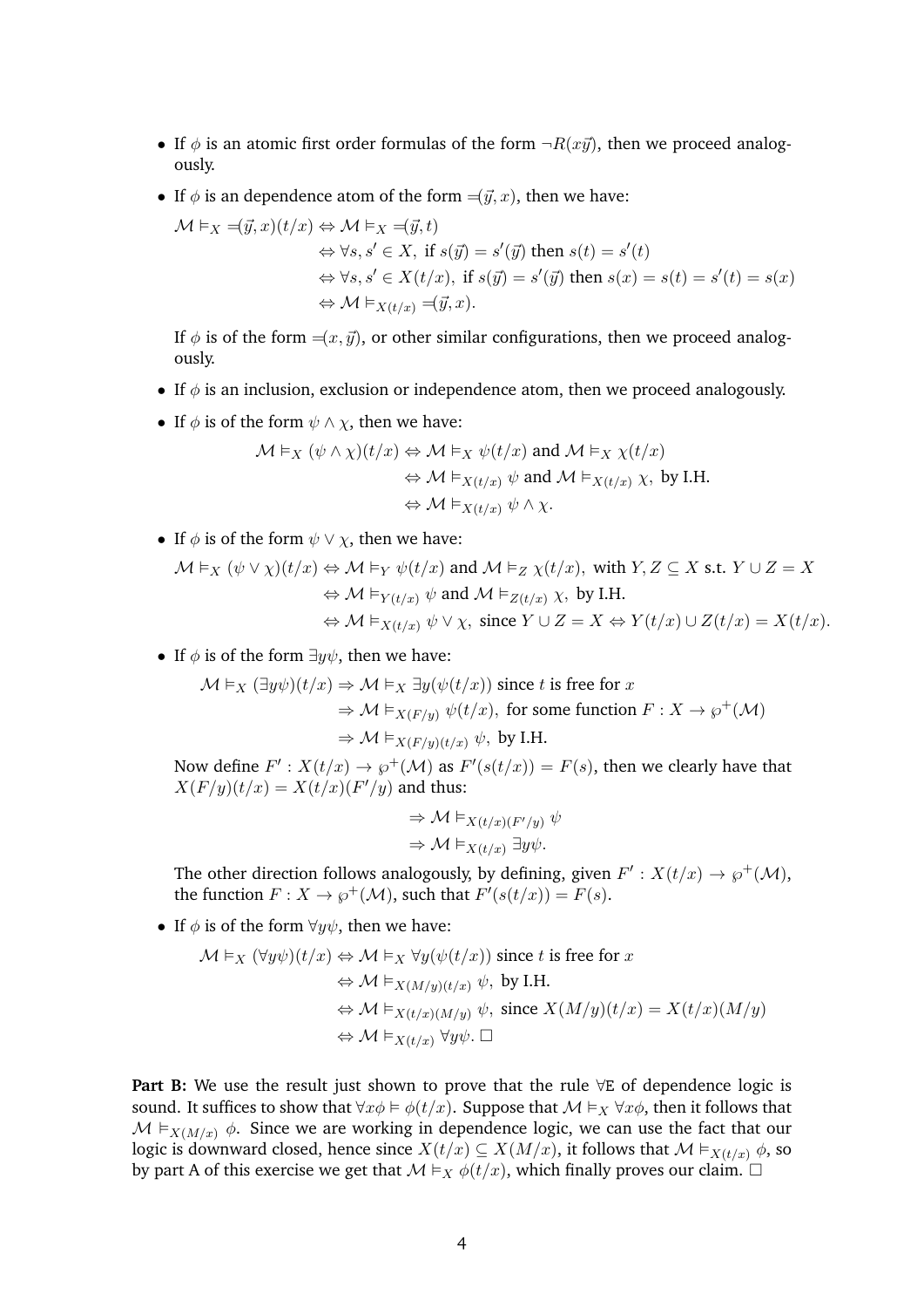- If $\phi$ is an atomic first order formulas of the form $\neg R(x\vec{y})$, then we proceed analogously.
- If $\phi$ is an dependence atom of the form $=\!(\vec{y}, x)$, then we have:

$$\begin{aligned}
\mathcal{M} \vDash_X =\!(\vec{y}, x)(t/x) &\Leftrightarrow \mathcal{M} \vDash_X =\!(\vec{y}, t) \\
&\Leftrightarrow \forall s, s' \in X, \text{ if } s(\vec{y}) = s'(\vec{y}) \text{ then } s(t) = s'(t) \\
&\Leftrightarrow \forall s, s' \in X(t/x), \text{ if } s(\vec{y}) = s'(\vec{y}) \text{ then } s(x) = s(t) = s'(t) = s(x) \\
&\Leftrightarrow \mathcal{M} \vDash_{X(t/x)} =\!(\vec{y}, x).
\end{aligned}$$

  If $\phi$ is of the form $=\!(x, \vec{y})$, or other similar configurations, then we proceed analogously.
- If $\phi$ is an inclusion, exclusion or independence atom, then we proceed analogously.
- If $\phi$ is of the form $\psi \wedge \chi$, then we have:

$$\begin{aligned}
\mathcal{M} \vDash_X (\psi \wedge \chi)(t/x) &\Leftrightarrow \mathcal{M} \vDash_X \psi(t/x) \text{ and } \mathcal{M} \vDash_X \chi(t/x) \\
&\Leftrightarrow \mathcal{M} \vDash_{X(t/x)} \psi \text{ and } \mathcal{M} \vDash_{X(t/x)} \chi, \text{ by I.H.} \\
&\Leftrightarrow \mathcal{M} \vDash_{X(t/x)} \psi \wedge \chi.
\end{aligned}$$

- If $\phi$ is of the form $\psi \vee \chi$, then we have:

$$\begin{aligned}
\mathcal{M} \vDash_X (\psi \vee \chi)(t/x) &\Leftrightarrow \mathcal{M} \vDash_Y \psi(t/x) \text{ and } \mathcal{M} \vDash_Z \chi(t/x), \text{ with } Y, Z \subseteq X \text{ s.t. } Y \cup Z = X \\
&\Leftrightarrow \mathcal{M} \vDash_{Y(t/x)} \psi \text{ and } \mathcal{M} \vDash_{Z(t/x)} \chi, \text{ by I.H.} \\
&\Leftrightarrow \mathcal{M} \vDash_{X(t/x)} \psi \vee \chi, \text{ since } Y \cup Z = X \Leftrightarrow Y(t/x) \cup Z(t/x) = X(t/x).
\end{aligned}$$

- If $\phi$ is of the form $\exists y \psi$, then we have:

$$\begin{aligned}
\mathcal{M} \vDash_X (\exists y \psi)(t/x) &\Rightarrow \mathcal{M} \vDash_X \exists y(\psi(t/x)) \text{ since } t \text{ is free for } x \\
&\Rightarrow \mathcal{M} \vDash_{X(F/y)} \psi(t/x), \text{ for some function } F : X \to \wp^+(\mathcal{M}) \\
&\Rightarrow \mathcal{M} \vDash_{X(F/y)(t/x)} \psi, \text{ by I.H.}
\end{aligned}$$

  Now define $F' : X(t/x) \to \wp^+(\mathcal{M})$ as $F'(s(t/x)) = F(s)$, then we clearly have that $X(F/y)(t/x) = X(t/x)(F'/y)$ and thus:

$$\begin{aligned}
&\Rightarrow \mathcal{M} \vDash_{X(t/x)(F'/y)} \psi \\
&\Rightarrow \mathcal{M} \vDash_{X(t/x)} \exists y \psi.
\end{aligned}$$

  The other direction follows analogously, by defining, given $F' : X(t/x) \to \wp^+(\mathcal{M})$, the function $F : X \to \wp^+(\mathcal{M})$, such that $F'(s(t/x)) = F(s)$.
- If $\phi$ is of the form $\forall y \psi$, then we have:

$$\begin{aligned}
\mathcal{M} \vDash_X (\forall y \psi)(t/x) &\Leftrightarrow \mathcal{M} \vDash_X \forall y(\psi(t/x)) \text{ since } t \text{ is free for } x \\
&\Leftrightarrow \mathcal{M} \vDash_{X(M/y)(t/x)} \psi, \text{ by I.H.} \\
&\Leftrightarrow \mathcal{M} \vDash_{X(t/x)(M/y)} \psi, \text{ since } X(M/y)(t/x) = X(t/x)(M/y) \\
&\Leftrightarrow \mathcal{M} \vDash_{X(t/x)} \forall y \psi. \ \square
\end{aligned}$$

**Part B:** We use the result just shown to prove that the rule ∀E of dependence logic is sound. It suffices to show that $\forall x \phi \vDash \phi(t/x)$. Suppose that $\mathcal{M} \vDash_X \forall x \phi$, then it follows that $\mathcal{M} \vDash_{X(M/x)} \phi$. Since we are working in dependence logic, we can use the fact that our logic is downward closed, hence since $X(t/x) \subseteq X(M/x)$, it follows that $\mathcal{M} \vDash_{X(t/x)} \phi$, so by part A of this exercise we get that $\mathcal{M} \vDash_X \phi(t/x)$, which finally proves our claim. $\square$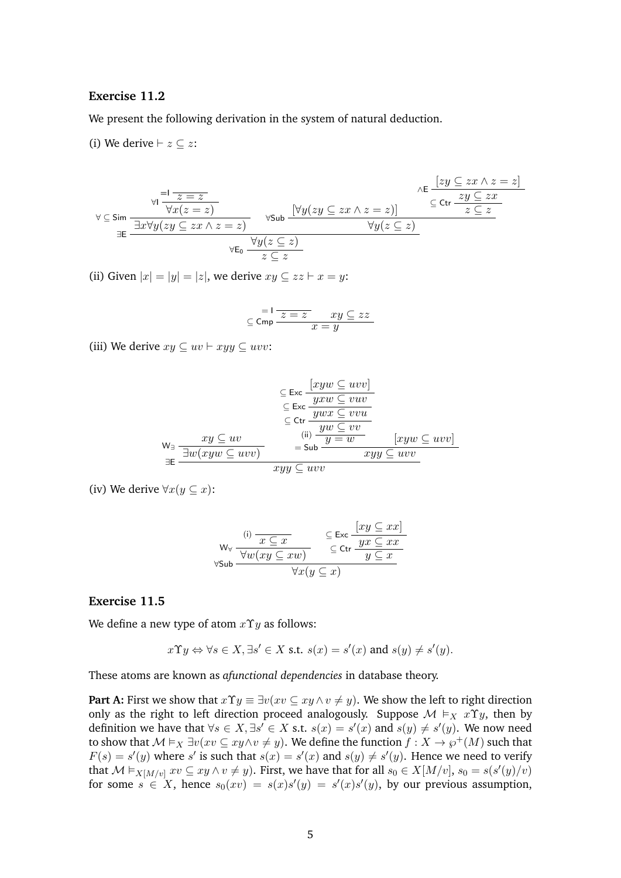### Exercise 11.2

We present the following derivation in the system of natural deduction.

(i) We derive $\vdash z \subseteq z$:

$$
\dfrac{
  \dfrac{
    \dfrac{
      \dfrac{}{z = z}\,{=}\mathsf{I}
    }{\forall x(z = z)}\,\forall\mathsf{I}
  }{\exists x \forall y(zy \subseteq zx \wedge z = z)}\,\forall\subseteq\mathsf{Sim}
  \qquad
  \dfrac{
    [\forall y(zy \subseteq zx \wedge z = z)]
    \qquad
    \dfrac{
      \dfrac{[zy \subseteq zx \wedge z = z]}{zy \subseteq zx}\,\wedge\mathsf{E}
    }{z \subseteq z}\,\subseteq\mathsf{Ctr}
  }{\forall y(z \subseteq z)}\,\forall\mathsf{Sub}
}{
  \dfrac{\forall y(z \subseteq z)}{z \subseteq z}\,\forall\mathsf{E}_0
}\,\exists\mathsf{E}
$$

(ii) Given $|x| = |y| = |z|$, we derive $xy \subseteq zz \vdash x = y$:

$$
\dfrac{\dfrac{}{z = z}\,{=}\mathsf{I} \qquad xy \subseteq zz}{x = y}\,\subseteq\mathsf{Cmp}
$$

(iii) We derive $xy \subseteq uv \vdash xyy \subseteq uvv$:

$$
\dfrac{
  \dfrac{xy \subseteq uv}{\exists w(xyw \subseteq uvv)}\,\mathsf{W}_\exists
  \qquad
  \dfrac{
    \dfrac{
      \dfrac{
        \dfrac{
          \dfrac{[xyw \subseteq uvv]}{yxw \subseteq vuv}\,\subseteq\mathsf{Exc}
        }{ywx \subseteq vvu}\,\subseteq\mathsf{Exc}
      }{yw \subseteq vv}\,\subseteq\mathsf{Ctr}
    }{y = w}\,\text{(ii)}
    \qquad [xyw \subseteq uvv]
  }{xyy \subseteq uvv}\,{=}\mathsf{Sub}
}{xyy \subseteq uvv}\,\exists\mathsf{E}
$$

(iv) We derive $\forall x(y \subseteq x)$:

$$
\dfrac{
  \dfrac{\dfrac{}{x \subseteq x}\,\text{(i)}}{\forall w(xy \subseteq xw)}\,\mathsf{W}_\forall
  \qquad
  \dfrac{\dfrac{[xy \subseteq xx]}{yx \subseteq xx}\,\subseteq\mathsf{Exc}}{y \subseteq x}\,\subseteq\mathsf{Ctr}
}{\forall x(y \subseteq x)}\,\forall\mathsf{Sub}
$$

### Exercise 11.5

We define a new type of atom $x\Upsilon y$ as follows:

$$x\Upsilon y \Leftrightarrow \forall s \in X, \exists s' \in X \text{ s.t. } s(x) = s'(x) \text{ and } s(y) \neq s'(y).$$

These atoms are known as *afunctional dependencies* in database theory.

**Part A:** First we show that $x\Upsilon y \equiv \exists v(xv \subseteq xy \wedge v \neq y)$. We show the left to right direction only as the right to left direction proceed analogously. Suppose $\mathcal{M} \vDash_X x\Upsilon y$, then by definition we have that $\forall s \in X, \exists s' \in X$ s.t. $s(x) = s'(x)$ and $s(y) \neq s'(y)$. We now need to show that $\mathcal{M} \vDash_X \exists v(xv \subseteq xy \wedge v \neq y)$. We define the function $f : X \to \wp^+(M)$ such that $F(s) = s'(y)$ where $s'$ is such that $s(x) = s'(x)$ and $s(y) \neq s'(y)$. Hence we need to verify that $\mathcal{M} \vDash_{X[M/v]} xv \subseteq xy \wedge v \neq y)$. First, we have that for all $s_0 \in X[M/v]$, $s_0 = s(s'(y)/v)$ for some $s \in X$, hence $s_0(xv) = s(x)s'(y) = s'(x)s'(y)$, by our previous assumption,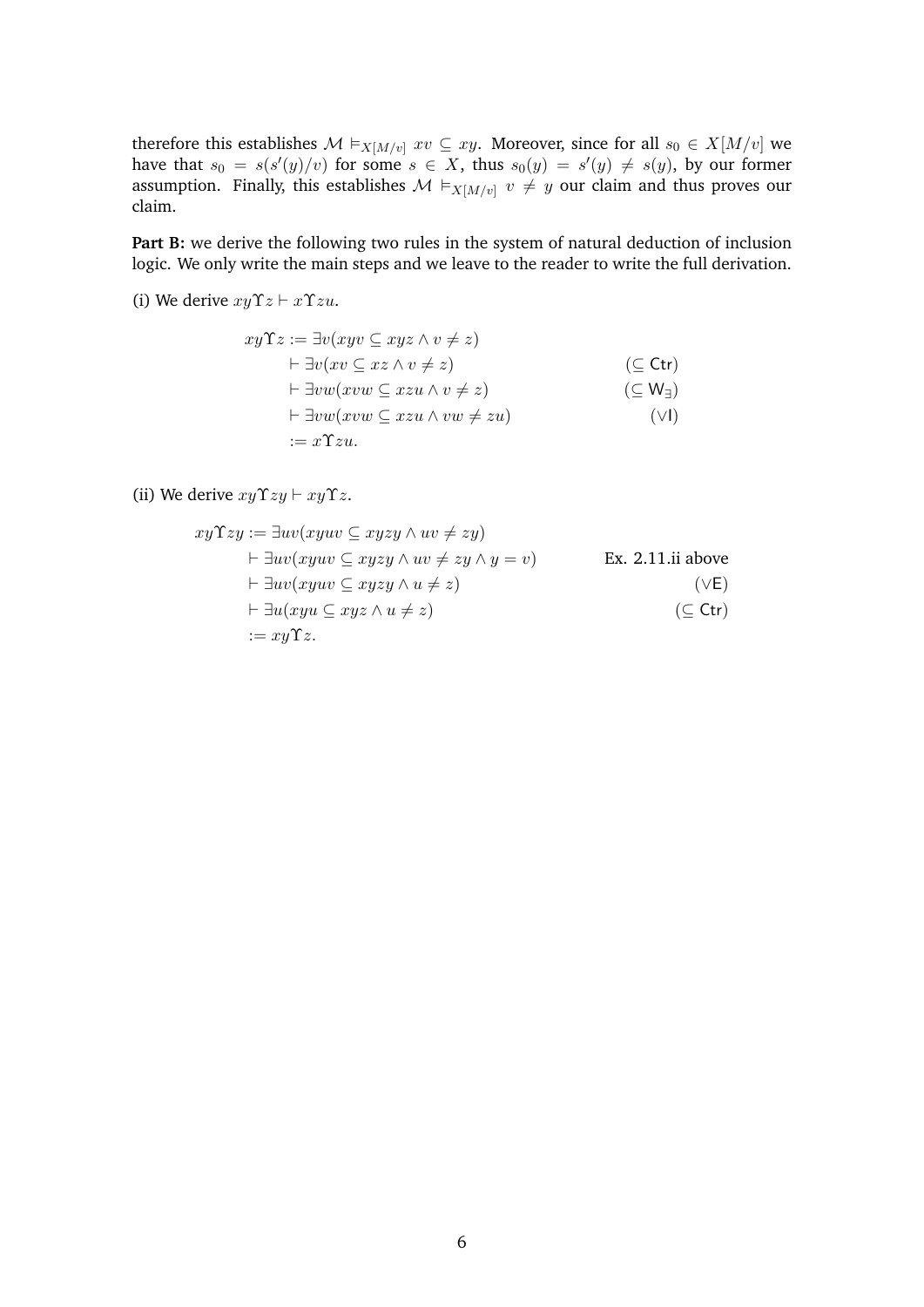therefore this establishes $\mathcal{M} \vDash_{X[M/v]} xv \subseteq xy$. Moreover, since for all $s_0 \in X[M/v]$ we have that $s_0 = s(s'(y)/v)$ for some $s \in X$, thus $s_0(y) = s'(y) \neq s(y)$, by our former assumption. Finally, this establishes $\mathcal{M} \vDash_{X[M/v]} v \neq y$ our claim and thus proves our claim.

**Part B:** we derive the following two rules in the system of natural deduction of inclusion logic. We only write the main steps and we leave to the reader to write the full derivation.

(i) We derive $xy\Upsilon z \vdash x\Upsilon zu$.

$$
\begin{aligned}
xy\Upsilon z &:= \exists v(xyv \subseteq xyz \wedge v \neq z) \\
&\vdash \exists v(xv \subseteq xz \wedge v \neq z) && (\subseteq \mathsf{Ctr}) \\
&\vdash \exists vw(xvw \subseteq xzu \wedge v \neq z) && (\subseteq \mathsf{W}_\exists) \\
&\vdash \exists vw(xvw \subseteq xzu \wedge vw \neq zu) && (\vee \mathsf{I}) \\
&:= x\Upsilon zu.
\end{aligned}
$$

(ii) We derive $xy\Upsilon zy \vdash xy\Upsilon z$.

$$
\begin{aligned}
xy\Upsilon zy &:= \exists uv(xyuv \subseteq xyzy \wedge uv \neq zy) \\
&\vdash \exists uv(xyuv \subseteq xyzy \wedge uv \neq zy \wedge y = v) && \text{Ex. 2.11.ii above} \\
&\vdash \exists uv(xyuv \subseteq xyzy \wedge u \neq z) && (\vee \mathsf{E}) \\
&\vdash \exists u(xyu \subseteq xyz \wedge u \neq z) && (\subseteq \mathsf{Ctr}) \\
&:= xy\Upsilon z.
\end{aligned}
$$